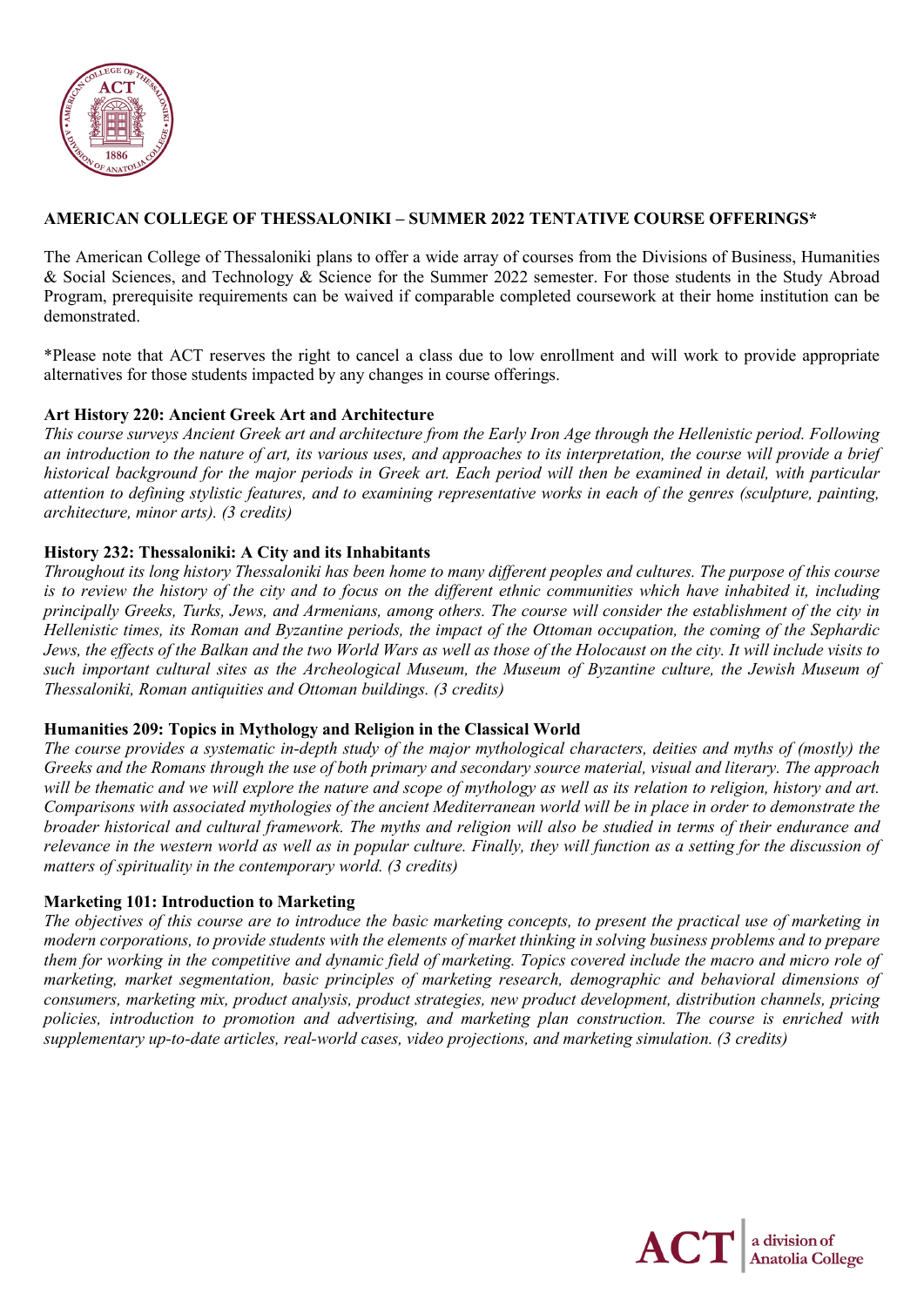# AMERICAN COLLEGE OF THESSALONIKI – SUMMER 2022 TENTATIVE COURSE OFFERINGS*

The American College of Thessaloniki plans to offer a wide array of courses from the Divisions of Business, Humanities & Social Sciences, and Technology & Science for the Summer 2022 semester. For those students in the Study Abroad Program, prerequisite requirements can be waived if comparable completed coursework at their home institution can be demonstrated.

*Please note that ACT reserves the right to cancel a class due to low enrollment and will work to provide appropriate alternatives for those students impacted by any changes in course offerings.

**Art History 220: Ancient Greek Art and Architecture**

*This course surveys Ancient Greek art and architecture from the Early Iron Age through the Hellenistic period. Following an introduction to the nature of art, its various uses, and approaches to its interpretation, the course will provide a brief historical background for the major periods in Greek art. Each period will then be examined in detail, with particular attention to defining stylistic features, and to examining representative works in each of the genres (sculpture, painting, architecture, minor arts). (3 credits)*

**History 232: Thessaloniki: A City and its Inhabitants**

*Throughout its long history Thessaloniki has been home to many different peoples and cultures. The purpose of this course is to review the history of the city and to focus on the different ethnic communities which have inhabited it, including principally Greeks, Turks, Jews, and Armenians, among others. The course will consider the establishment of the city in Hellenistic times, its Roman and Byzantine periods, the impact of the Ottoman occupation, the coming of the Sephardic Jews, the effects of the Balkan and the two World Wars as well as those of the Holocaust on the city. It will include visits to such important cultural sites as the Archeological Museum, the Museum of Byzantine culture, the Jewish Museum of Thessaloniki, Roman antiquities and Ottoman buildings. (3 credits)*

**Humanities 209: Topics in Mythology and Religion in the Classical World**

*The course provides a systematic in-depth study of the major mythological characters, deities and myths of (mostly) the Greeks and the Romans through the use of both primary and secondary source material, visual and literary. The approach will be thematic and we will explore the nature and scope of mythology as well as its relation to religion, history and art. Comparisons with associated mythologies of the ancient Mediterranean world will be in place in order to demonstrate the broader historical and cultural framework. The myths and religion will also be studied in terms of their endurance and relevance in the western world as well as in popular culture. Finally, they will function as a setting for the discussion of matters of spirituality in the contemporary world. (3 credits)*

**Marketing 101: Introduction to Marketing**

*The objectives of this course are to introduce the basic marketing concepts, to present the practical use of marketing in modern corporations, to provide students with the elements of market thinking in solving business problems and to prepare them for working in the competitive and dynamic field of marketing. Topics covered include the macro and micro role of marketing, market segmentation, basic principles of marketing research, demographic and behavioral dimensions of consumers, marketing mix, product analysis, product strategies, new product development, distribution channels, pricing policies, introduction to promotion and advertising, and marketing plan construction. The course is enriched with supplementary up-to-date articles, real-world cases, video projections, and marketing simulation. (3 credits)*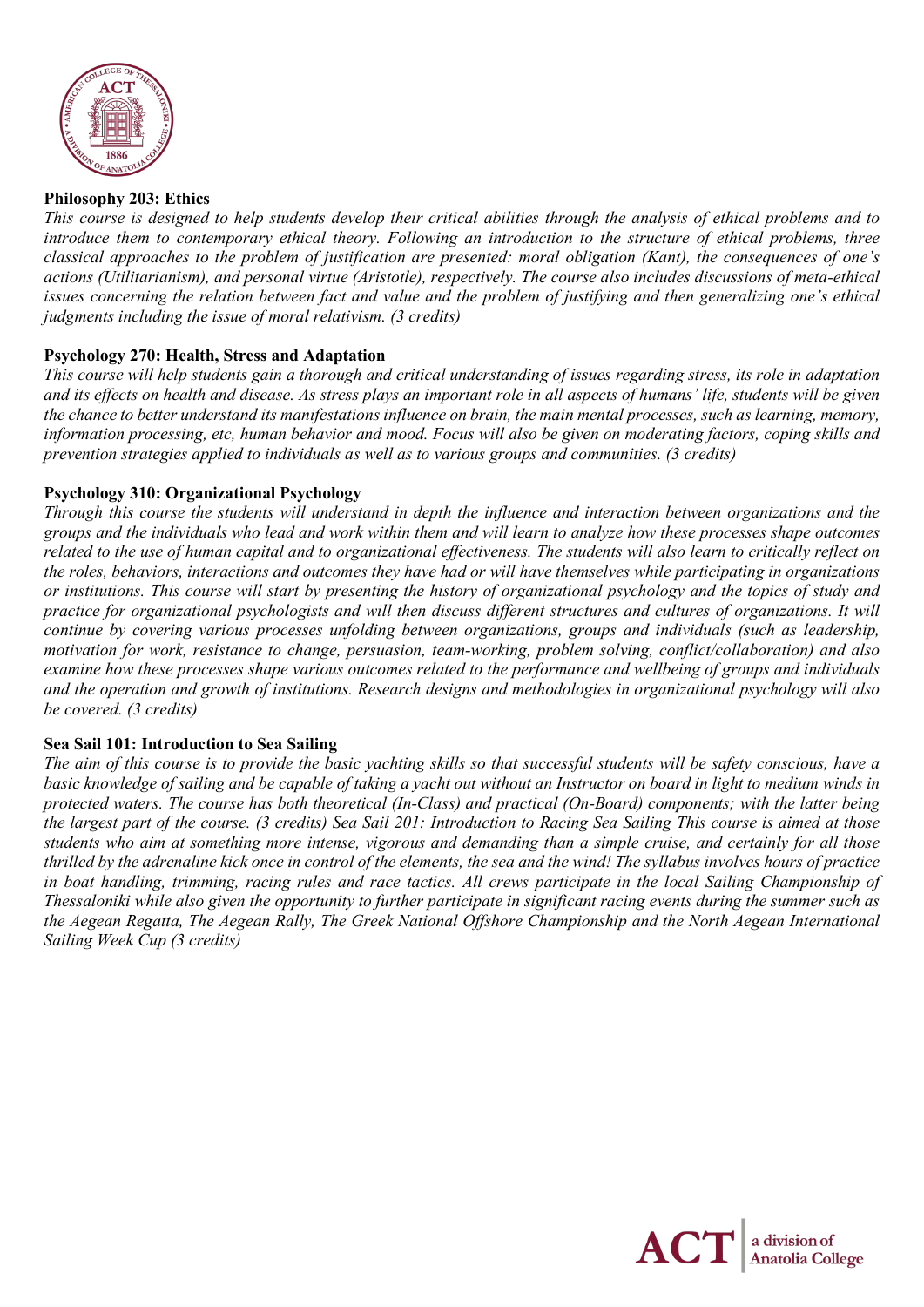**Philosophy 203: Ethics**

*This course is designed to help students develop their critical abilities through the analysis of ethical problems and to introduce them to contemporary ethical theory. Following an introduction to the structure of ethical problems, three classical approaches to the problem of justification are presented: moral obligation (Kant), the consequences of one's actions (Utilitarianism), and personal virtue (Aristotle), respectively. The course also includes discussions of meta-ethical issues concerning the relation between fact and value and the problem of justifying and then generalizing one's ethical judgments including the issue of moral relativism. (3 credits)*

**Psychology 270: Health, Stress and Adaptation**

*This course will help students gain a thorough and critical understanding of issues regarding stress, its role in adaptation and its effects on health and disease. As stress plays an important role in all aspects of humans' life, students will be given the chance to better understand its manifestations influence on brain, the main mental processes, such as learning, memory, information processing, etc, human behavior and mood. Focus will also be given on moderating factors, coping skills and prevention strategies applied to individuals as well as to various groups and communities. (3 credits)*

**Psychology 310: Organizational Psychology**

*Through this course the students will understand in depth the influence and interaction between organizations and the groups and the individuals who lead and work within them and will learn to analyze how these processes shape outcomes related to the use of human capital and to organizational effectiveness. The students will also learn to critically reflect on the roles, behaviors, interactions and outcomes they have had or will have themselves while participating in organizations or institutions. This course will start by presenting the history of organizational psychology and the topics of study and practice for organizational psychologists and will then discuss different structures and cultures of organizations. It will continue by covering various processes unfolding between organizations, groups and individuals (such as leadership, motivation for work, resistance to change, persuasion, team-working, problem solving, conflict/collaboration) and also examine how these processes shape various outcomes related to the performance and wellbeing of groups and individuals and the operation and growth of institutions. Research designs and methodologies in organizational psychology will also be covered. (3 credits)*

**Sea Sail 101: Introduction to Sea Sailing**

*The aim of this course is to provide the basic yachting skills so that successful students will be safety conscious, have a basic knowledge of sailing and be capable of taking a yacht out without an Instructor on board in light to medium winds in protected waters. The course has both theoretical (In-Class) and practical (On-Board) components; with the latter being the largest part of the course. (3 credits) Sea Sail 201: Introduction to Racing Sea Sailing This course is aimed at those students who aim at something more intense, vigorous and demanding than a simple cruise, and certainly for all those thrilled by the adrenaline kick once in control of the elements, the sea and the wind! The syllabus involves hours of practice in boat handling, trimming, racing rules and race tactics. All crews participate in the local Sailing Championship of Thessaloniki while also given the opportunity to further participate in significant racing events during the summer such as the Aegean Regatta, The Aegean Rally, The Greek National Offshore Championship and the North Aegean International Sailing Week Cup (3 credits)*